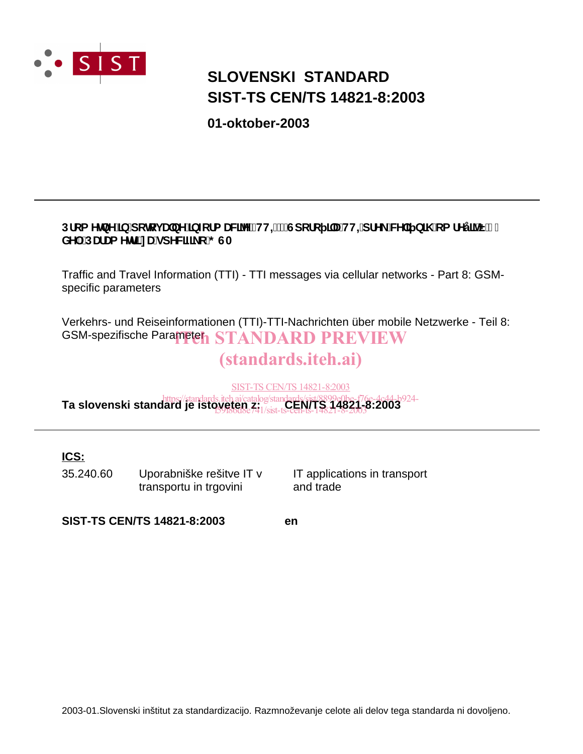# SLOVENSKI STANDARD
# SIST-TS CEN/TS 14821-8:2003

**01-oktober-2003**

---

**Prometne in potovalne informacije (TTI) - Sporočila TTI prek celičnih omrežij - 8. del: Parametri za specifiko GSM**

Traffic and Travel Information (TTI) - TTI messages via cellular networks - Part 8: GSM-specific parameters

Verkehrs- und Reiseinformationen (TTI)-TTI-Nachrichten über mobile Netzwerke - Teil 8: GSM-spezifische Parameter

iTeh STANDARD PREVIEW
(standards.iteh.ai)

SIST-TS CEN/TS 14821-8:2003
https://standards.iteh.ai/catalog/standards/sist/8899e0be-f76e-4c44-b924-f59f86d8e741/sist-ts-cen-ts-14821-8-2003

**Ta slovenski standard je istoveten z: CEN/TS 14821-8:2003**

---

**ICS:**

| | | |
|---|---|---|
| 35.240.60 | Uporabniške rešitve IT v transportu in trgovini | IT applications in transport and trade |

**SIST-TS CEN/TS 14821-8:2003** **en**

2003-01.Slovenski inštitut za standardizacijo. Razmnoževanje celote ali delov tega standarda ni dovoljeno.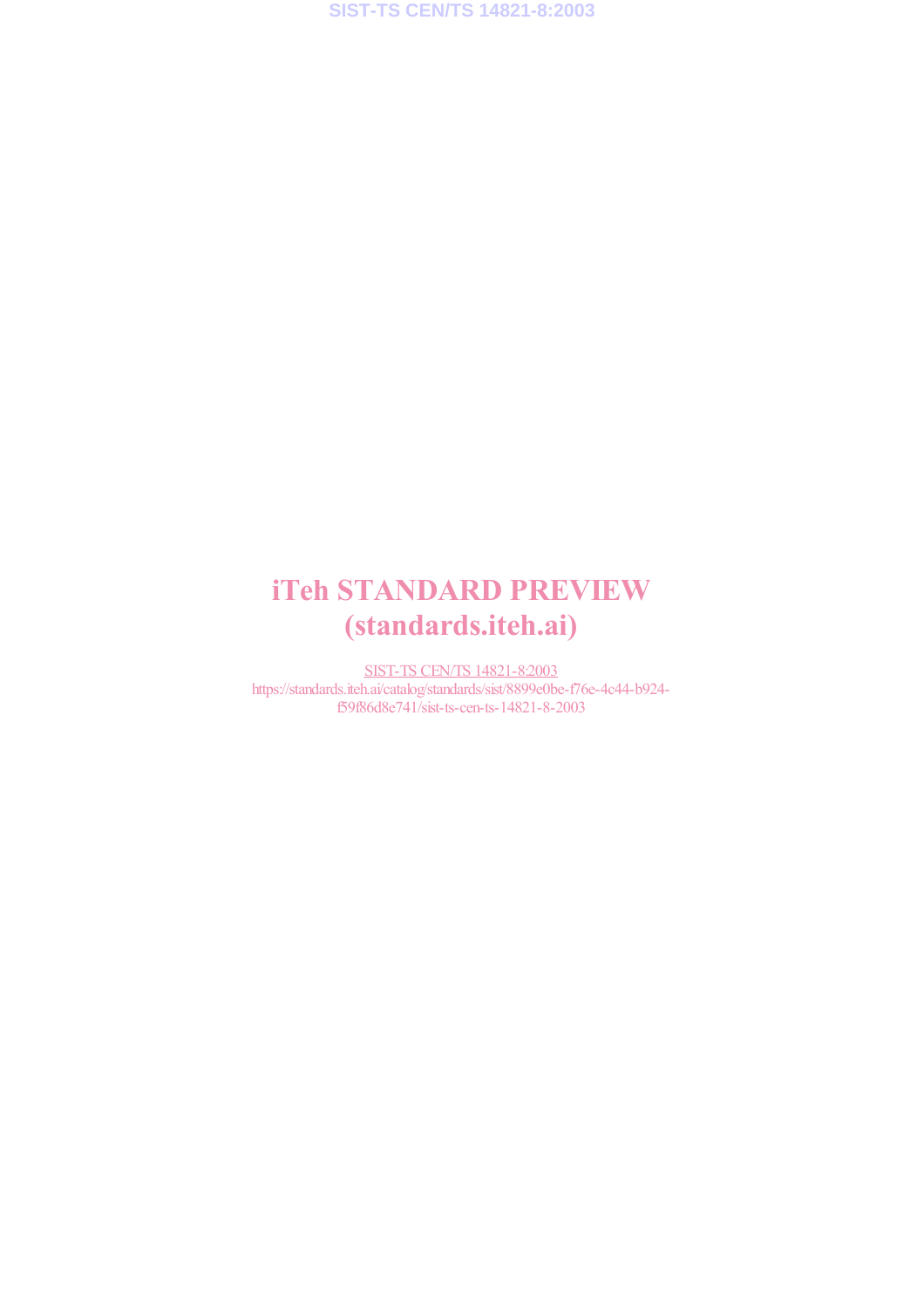iTeh STANDARD PREVIEW
(standards.iteh.ai)

SIST-TS CEN/TS 14821-8:2003
https://standards.iteh.ai/catalog/standards/sist/8899e0be-f76e-4c44-b924-f59f86d8e741/sist-ts-cen-ts-14821-8-2003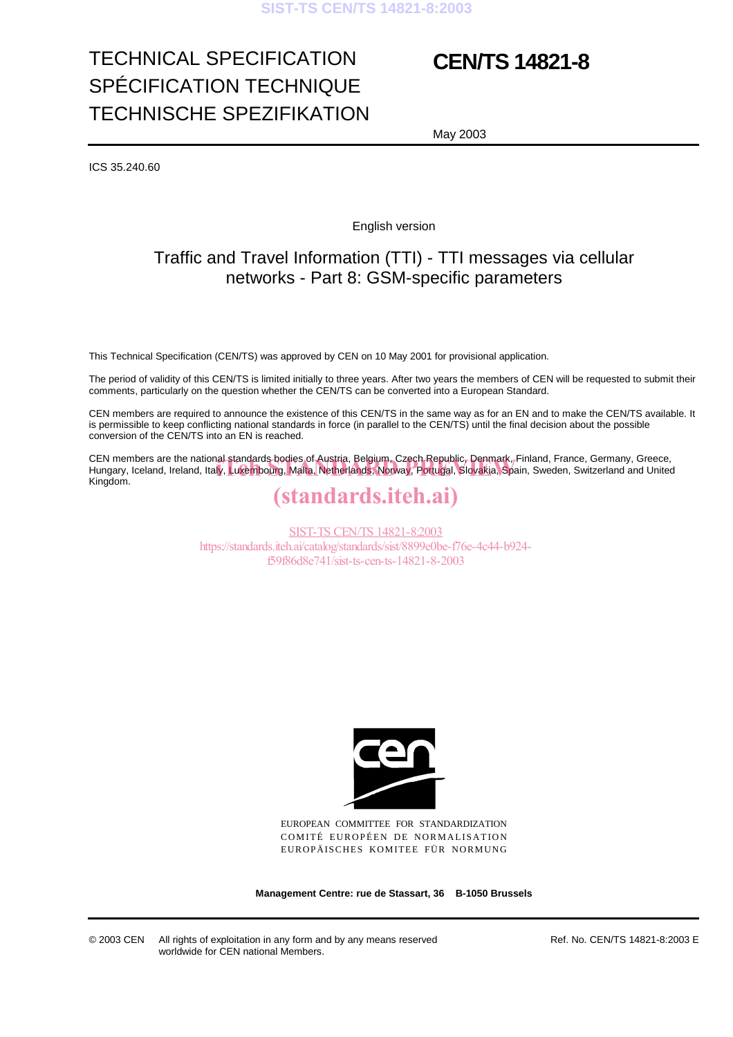# TECHNICAL SPECIFICATION
# SPÉCIFICATION TECHNIQUE
# TECHNISCHE SPEZIFIKATION

**CEN/TS 14821-8**

May 2003

ICS 35.240.60

English version

## Traffic and Travel Information (TTI) - TTI messages via cellular networks - Part 8: GSM-specific parameters

This Technical Specification (CEN/TS) was approved by CEN on 10 May 2001 for provisional application.

The period of validity of this CEN/TS is limited initially to three years. After two years the members of CEN will be requested to submit their comments, particularly on the question whether the CEN/TS can be converted into a European Standard.

CEN members are required to announce the existence of this CEN/TS in the same way as for an EN and to make the CEN/TS available. It is permissible to keep conflicting national standards in force (in parallel to the CEN/TS) until the final decision about the possible conversion of the CEN/TS into an EN is reached.

CEN members are the national standards bodies of Austria, Belgium, Czech Republic, Denmark, Finland, France, Germany, Greece, Hungary, Iceland, Ireland, Italy, Luxembourg, Malta, Netherlands, Norway, Portugal, Slovakia, Spain, Sweden, Switzerland and United Kingdom.

EUROPEAN COMMITTEE FOR STANDARDIZATION
COMITÉ EUROPÉEN DE NORMALISATION
EUROPÄISCHES KOMITEE FÜR NORMUNG

**Management Centre: rue de Stassart, 36 B-1050 Brussels**

© 2003 CEN All rights of exploitation in any form and by any means reserved worldwide for CEN national Members.

Ref. No. CEN/TS 14821-8:2003 E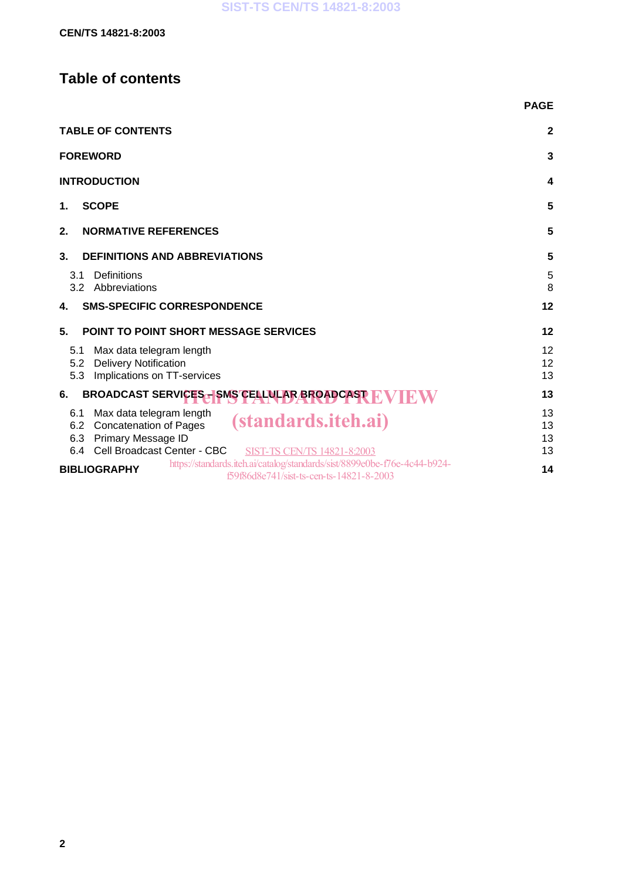# Table of contents

| | PAGE |
|---|---|
| **TABLE OF CONTENTS** | **2** |
| **FOREWORD** | **3** |
| **INTRODUCTION** | **4** |
| **1. SCOPE** | **5** |
| **2. NORMATIVE REFERENCES** | **5** |
| **3. DEFINITIONS AND ABBREVIATIONS** | **5** |
| 3.1 Definitions | 5 |
| 3.2 Abbreviations | 8 |
| **4. SMS-SPECIFIC CORRESPONDENCE** | **12** |
| **5. POINT TO POINT SHORT MESSAGE SERVICES** | **12** |
| 5.1 Max data telegram length | 12 |
| 5.2 Delivery Notification | 12 |
| 5.3 Implications on TT-services | 13 |
| **6. BROADCAST SERVICES – SMS CELLULAR BROADCAST** | **13** |
| 6.1 Max data telegram length | 13 |
| 6.2 Concatenation of Pages | 13 |
| 6.3 Primary Message ID | 13 |
| 6.4 Cell Broadcast Center - CBC | 13 |
| **BIBLIOGRAPHY** | **14** |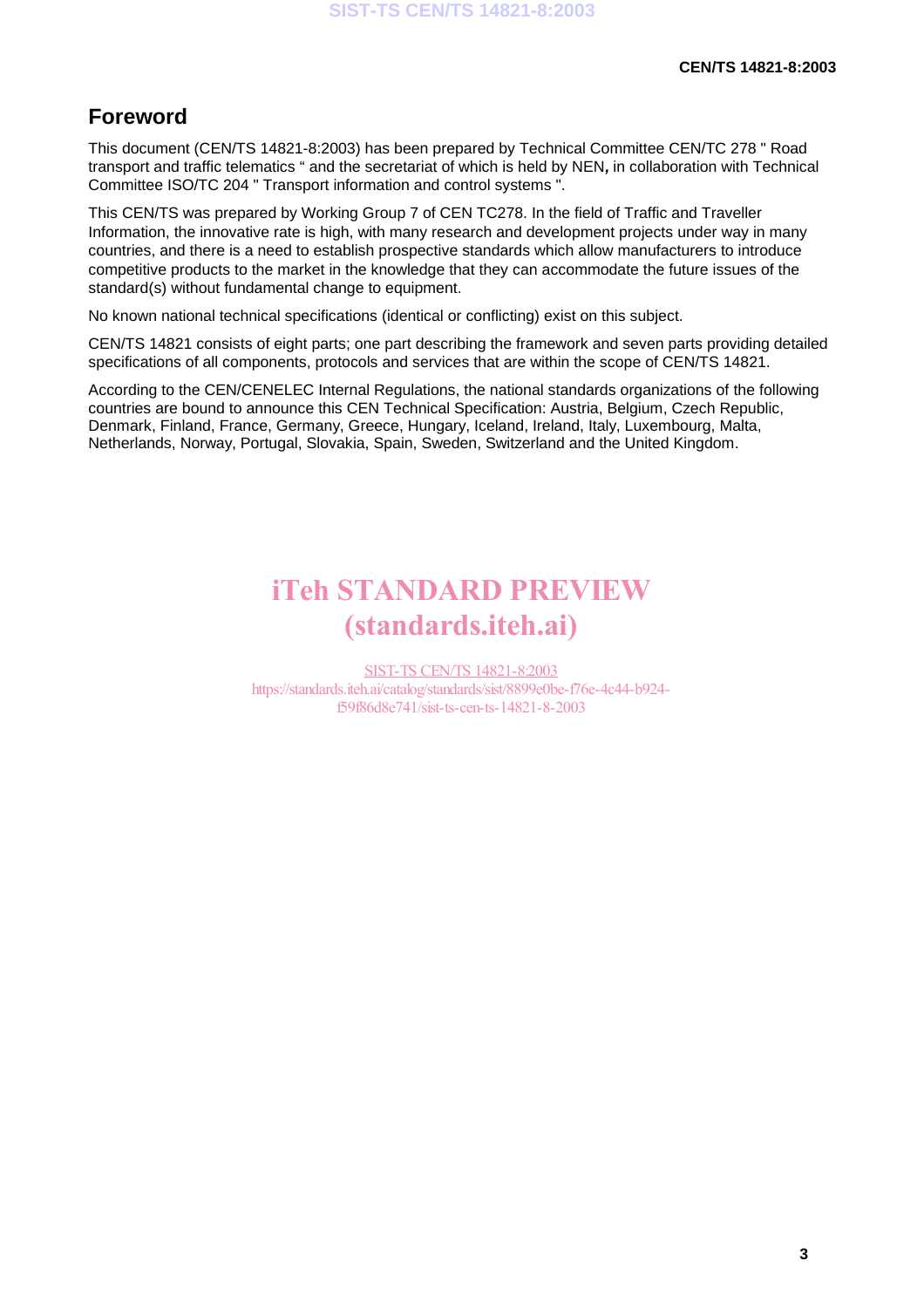# Foreword

This document (CEN/TS 14821-8:2003) has been prepared by Technical Committee CEN/TC 278 " Road transport and traffic telematics " and the secretariat of which is held by NEN, in collaboration with Technical Committee ISO/TC 204 " Transport information and control systems ".

This CEN/TS was prepared by Working Group 7 of CEN TC278. In the field of Traffic and Traveller Information, the innovative rate is high, with many research and development projects under way in many countries, and there is a need to establish prospective standards which allow manufacturers to introduce competitive products to the market in the knowledge that they can accommodate the future issues of the standard(s) without fundamental change to equipment.

No known national technical specifications (identical or conflicting) exist on this subject.

CEN/TS 14821 consists of eight parts; one part describing the framework and seven parts providing detailed specifications of all components, protocols and services that are within the scope of CEN/TS 14821.

According to the CEN/CENELEC Internal Regulations, the national standards organizations of the following countries are bound to announce this CEN Technical Specification: Austria, Belgium, Czech Republic, Denmark, Finland, France, Germany, Greece, Hungary, Iceland, Ireland, Italy, Luxembourg, Malta, Netherlands, Norway, Portugal, Slovakia, Spain, Sweden, Switzerland and the United Kingdom.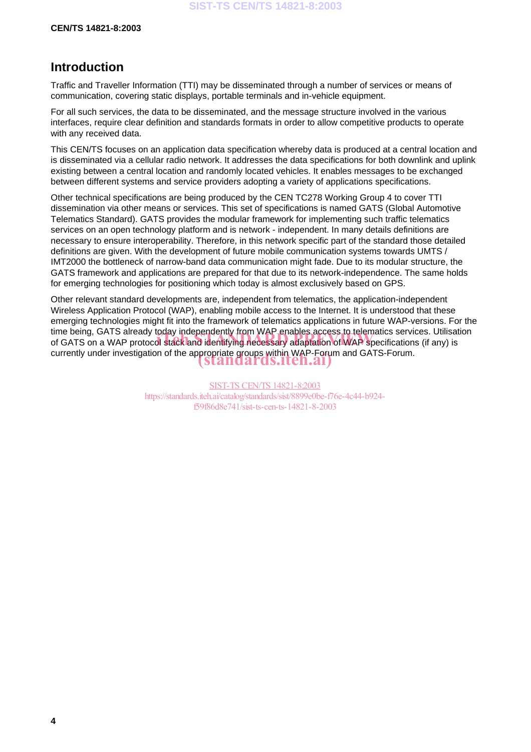## Introduction

Traffic and Traveller Information (TTI) may be disseminated through a number of services or means of communication, covering static displays, portable terminals and in-vehicle equipment.

For all such services, the data to be disseminated, and the message structure involved in the various interfaces, require clear definition and standards formats in order to allow competitive products to operate with any received data.

This CEN/TS focuses on an application data specification whereby data is produced at a central location and is disseminated via a cellular radio network. It addresses the data specifications for both downlink and uplink existing between a central location and randomly located vehicles. It enables messages to be exchanged between different systems and service providers adopting a variety of applications specifications.

Other technical specifications are being produced by the CEN TC278 Working Group 4 to cover TTI dissemination via other means or services. This set of specifications is named GATS (Global Automotive Telematics Standard). GATS provides the modular framework for implementing such traffic telematics services on an open technology platform and is network - independent. In many details definitions are necessary to ensure interoperability. Therefore, in this network specific part of the standard those detailed definitions are given. With the development of future mobile communication systems towards UMTS / IMT2000 the bottleneck of narrow-band data communication might fade. Due to its modular structure, the GATS framework and applications are prepared for that due to its network-independence. The same holds for emerging technologies for positioning which today is almost exclusively based on GPS.

Other relevant standard developments are, independent from telematics, the application-independent Wireless Application Protocol (WAP), enabling mobile access to the Internet. It is understood that these emerging technologies might fit into the framework of telematics applications in future WAP-versions. For the time being, GATS already today independently from WAP enables access to telematics services. Utilisation of GATS on a WAP protocol stack and identifying necessary adaptation of WAP specifications (if any) is currently under investigation of the appropriate groups within WAP-Forum and GATS-Forum.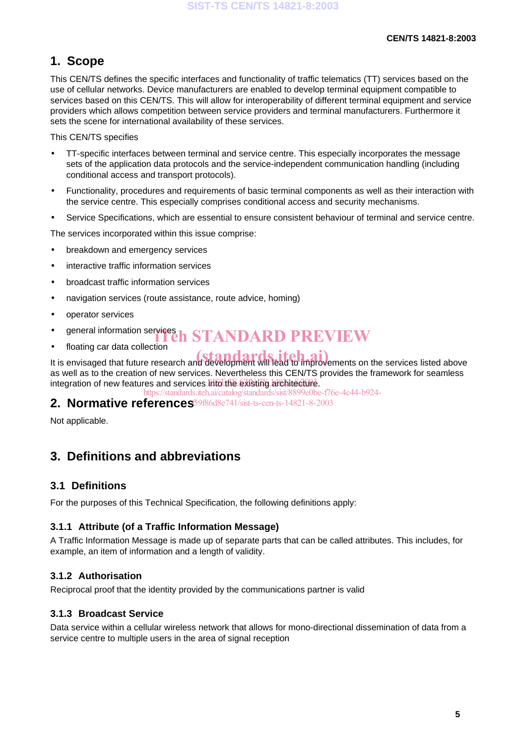# 1. Scope

This CEN/TS defines the specific interfaces and functionality of traffic telematics (TT) services based on the use of cellular networks. Device manufacturers are enabled to develop terminal equipment compatible to services based on this CEN/TS. This will allow for interoperability of different terminal equipment and service providers which allows competition between service providers and terminal manufacturers. Furthermore it sets the scene for international availability of these services.

This CEN/TS specifies

- TT-specific interfaces between terminal and service centre. This especially incorporates the message sets of the application data protocols and the service-independent communication handling (including conditional access and transport protocols).
- Functionality, procedures and requirements of basic terminal components as well as their interaction with the service centre. This especially comprises conditional access and security mechanisms.
- Service Specifications, which are essential to ensure consistent behaviour of terminal and service centre.

The services incorporated within this issue comprise:

- breakdown and emergency services
- interactive traffic information services
- broadcast traffic information services
- navigation services (route assistance, route advice, homing)
- operator services
- general information services
- floating car data collection

It is envisaged that future research and development will lead to improvements on the services listed above as well as to the creation of new services. Nevertheless this CEN/TS provides the framework for seamless integration of new features and services into the existing architecture.

# 2. Normative references

Not applicable.

# 3. Definitions and abbreviations

## 3.1 Definitions

For the purposes of this Technical Specification, the following definitions apply:

### 3.1.1 Attribute (of a Traffic Information Message)

A Traffic Information Message is made up of separate parts that can be called attributes. This includes, for example, an item of information and a length of validity.

### 3.1.2 Authorisation

Reciprocal proof that the identity provided by the communications partner is valid

### 3.1.3 Broadcast Service

Data service within a cellular wireless network that allows for mono-directional dissemination of data from a service centre to multiple users in the area of signal reception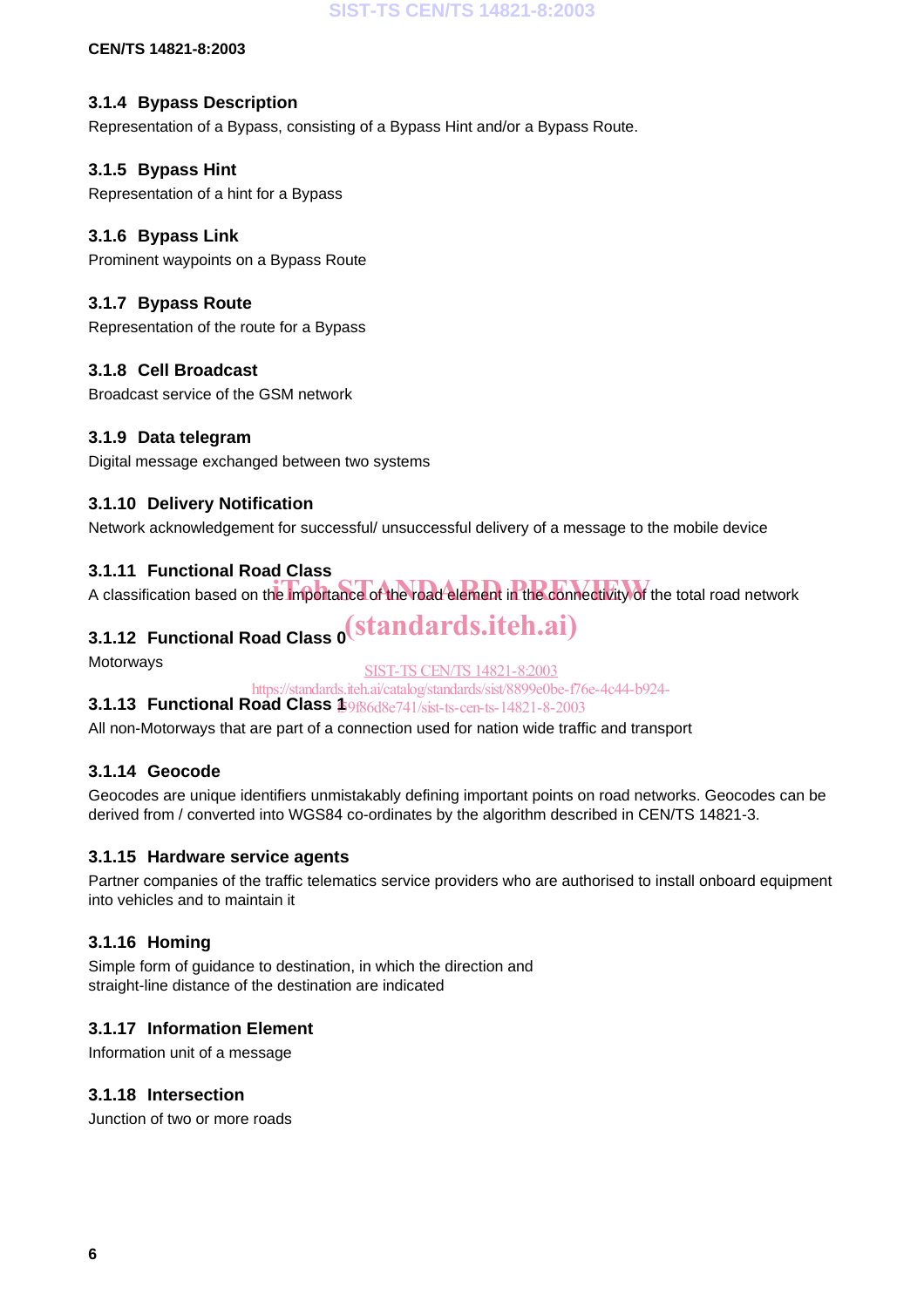### 3.1.4 Bypass Description

Representation of a Bypass, consisting of a Bypass Hint and/or a Bypass Route.

### 3.1.5 Bypass Hint

Representation of a hint for a Bypass

### 3.1.6 Bypass Link

Prominent waypoints on a Bypass Route

### 3.1.7 Bypass Route

Representation of the route for a Bypass

### 3.1.8 Cell Broadcast

Broadcast service of the GSM network

### 3.1.9 Data telegram

Digital message exchanged between two systems

### 3.1.10 Delivery Notification

Network acknowledgement for successful/ unsuccessful delivery of a message to the mobile device

### 3.1.11 Functional Road Class

A classification based on the importance of the road element in the connectivity of the total road network

### 3.1.12 Functional Road Class 0

Motorways

### 3.1.13 Functional Road Class 1

All non-Motorways that are part of a connection used for nation wide traffic and transport

### 3.1.14 Geocode

Geocodes are unique identifiers unmistakably defining important points on road networks. Geocodes can be derived from / converted into WGS84 co-ordinates by the algorithm described in CEN/TS 14821-3.

### 3.1.15 Hardware service agents

Partner companies of the traffic telematics service providers who are authorised to install onboard equipment into vehicles and to maintain it

### 3.1.16 Homing

Simple form of guidance to destination, in which the direction and straight-line distance of the destination are indicated

### 3.1.17 Information Element

Information unit of a message

### 3.1.18 Intersection

Junction of two or more roads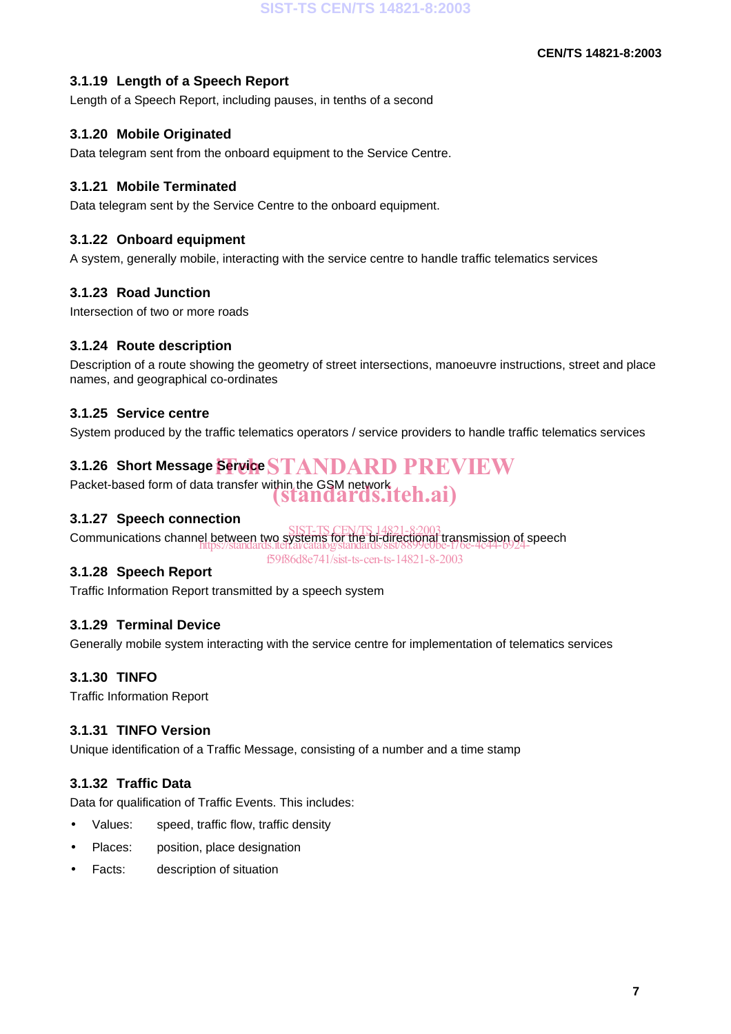### 3.1.19 Length of a Speech Report

Length of a Speech Report, including pauses, in tenths of a second

### 3.1.20 Mobile Originated

Data telegram sent from the onboard equipment to the Service Centre.

### 3.1.21 Mobile Terminated

Data telegram sent by the Service Centre to the onboard equipment.

### 3.1.22 Onboard equipment

A system, generally mobile, interacting with the service centre to handle traffic telematics services

### 3.1.23 Road Junction

Intersection of two or more roads

### 3.1.24 Route description

Description of a route showing the geometry of street intersections, manoeuvre instructions, street and place names, and geographical co-ordinates

### 3.1.25 Service centre

System produced by the traffic telematics operators / service providers to handle traffic telematics services

### 3.1.26 Short Message Service

Packet-based form of data transfer within the GSM network

### 3.1.27 Speech connection

Communications channel between two systems for the bi-directional transmission of speech

### 3.1.28 Speech Report

Traffic Information Report transmitted by a speech system

### 3.1.29 Terminal Device

Generally mobile system interacting with the service centre for implementation of telematics services

### 3.1.30 TINFO

Traffic Information Report

### 3.1.31 TINFO Version

Unique identification of a Traffic Message, consisting of a number and a time stamp

### 3.1.32 Traffic Data

Data for qualification of Traffic Events. This includes:

- Values: speed, traffic flow, traffic density
- Places: position, place designation
- Facts: description of situation